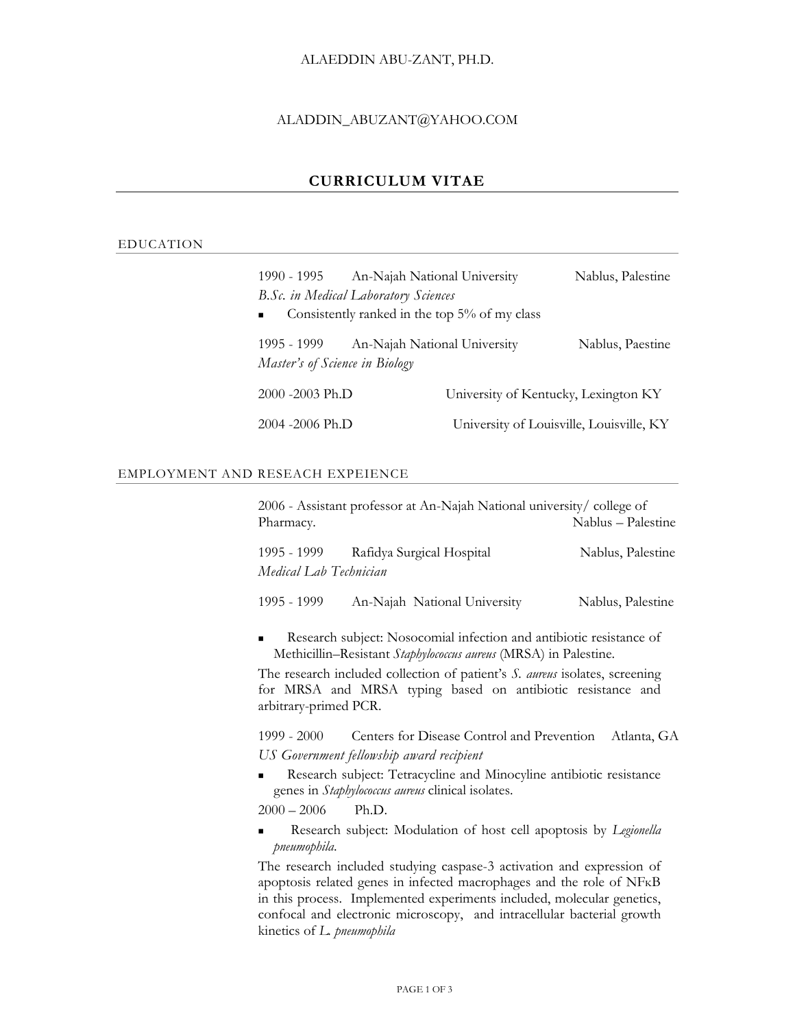ALAEDDIN ABU-ZANT, PH.D.

ALADDIN_ABUZANT@YAHOO.COM

# CURRICULUM VITAE

## EDUCATION

1990 - 1995 An-Najah National University Nablus, Palestine
*B.Sc. in Medical Laboratory Sciences*

- Consistently ranked in the top 5% of my class

1995 - 1999 An-Najah National University Nablus, Paestine
*Master's of Science in Biology*

2000 -2003 Ph.D University of Kentucky, Lexington KY

2004 -2006 Ph.D University of Louisville, Louisville, KY

## EMPLOYMENT AND RESEACH EXPEIENCE

2006 - Assistant professor at An-Najah National university/ college of Pharmacy. Nablus – Palestine

1995 - 1999 Rafidya Surgical Hospital Nablus, Palestine
*Medical Lab Technician*

1995 - 1999 An-Najah National University Nablus, Palestine

- Research subject: Nosocomial infection and antibiotic resistance of Methicillin–Resistant *Staphylococcus aureus* (MRSA) in Palestine.

The research included collection of patient's *S. aureus* isolates, screening for MRSA and MRSA typing based on antibiotic resistance and arbitrary-primed PCR.

1999 - 2000 Centers for Disease Control and Prevention Atlanta, GA
*US Government fellowship award recipient*

- Research subject: Tetracycline and Minocyline antibiotic resistance genes in *Staphylococcus aureus* clinical isolates.

2000 – 2006 Ph.D.

- Research subject: Modulation of host cell apoptosis by *Legionella pneumophila*.

The research included studying caspase-3 activation and expression of apoptosis related genes in infected macrophages and the role of NFκB in this process. Implemented experiments included, molecular genetics, confocal and electronic microscopy, and intracellular bacterial growth kinetics of *L. pneumophila*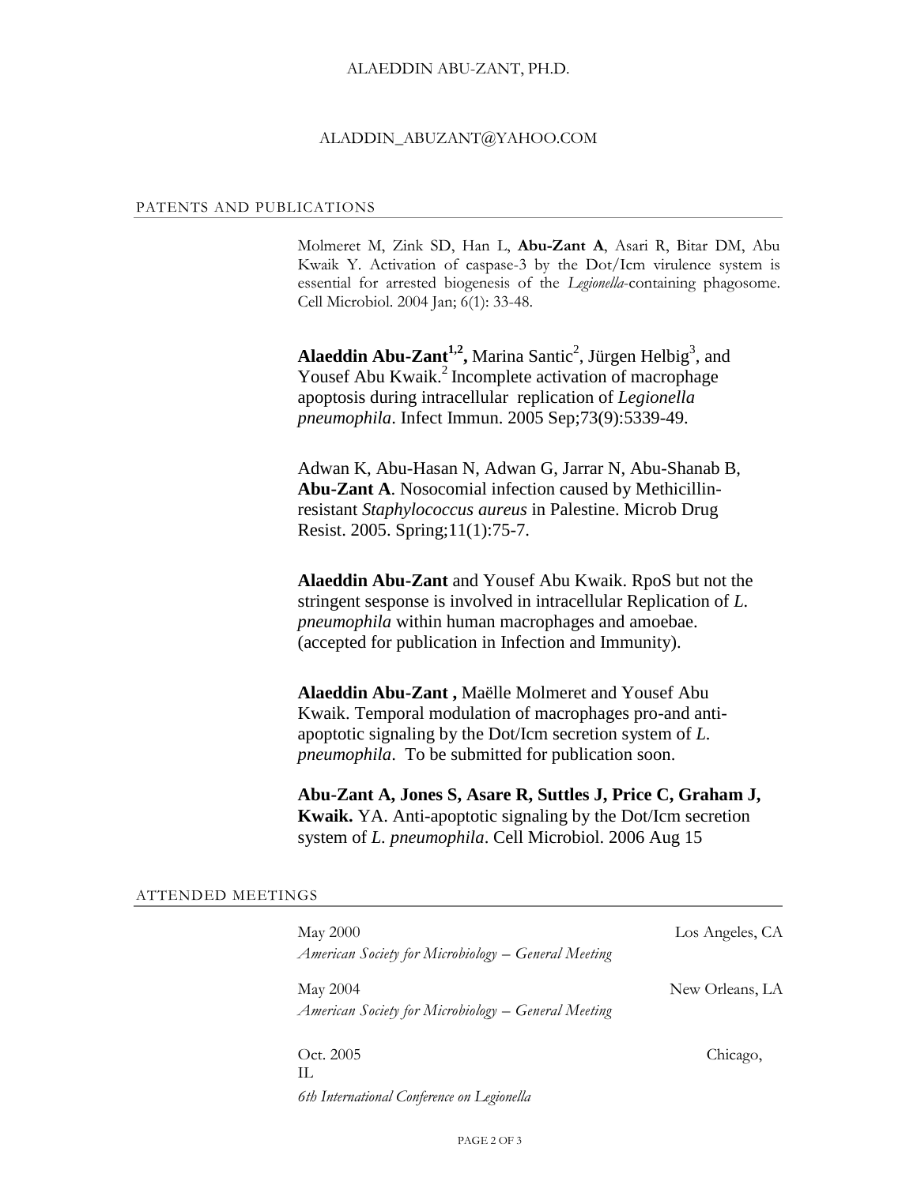ALAEDDIN ABU-ZANT, PH.D.

ALADDIN_ABUZANT@YAHOO.COM

## PATENTS AND PUBLICATIONS

Molmeret M, Zink SD, Han L, **Abu-Zant A**, Asari R, Bitar DM, Abu Kwaik Y. Activation of caspase-3 by the Dot/Icm virulence system is essential for arrested biogenesis of the *Legionella*-containing phagosome. Cell Microbiol. 2004 Jan; 6(1): 33-48.

**Alaeddin Abu-Zant[1,2],** Marina Santic[2], Jürgen Helbig[3], and Yousef Abu Kwaik.[2] Incomplete activation of macrophage apoptosis during intracellular replication of *Legionella pneumophila*. Infect Immun. 2005 Sep;73(9):5339-49.

Adwan K, Abu-Hasan N, Adwan G, Jarrar N, Abu-Shanab B, **Abu-Zant A**. Nosocomial infection caused by Methicillin-resistant *Staphylococcus aureus* in Palestine. Microb Drug Resist. 2005. Spring;11(1):75-7.

**Alaeddin Abu-Zant** and Yousef Abu Kwaik. RpoS but not the stringent sesponse is involved in intracellular Replication of *L. pneumophila* within human macrophages and amoebae. (accepted for publication in Infection and Immunity).

**Alaeddin Abu-Zant ,** Maëlle Molmeret and Yousef Abu Kwaik. Temporal modulation of macrophages pro-and anti-apoptotic signaling by the Dot/Icm secretion system of *L. pneumophila*. To be submitted for publication soon.

**Abu-Zant A, Jones S, Asare R, Suttles J, Price C, Graham J, Kwaik.** YA. Anti-apoptotic signaling by the Dot/Icm secretion system of *L. pneumophila*. Cell Microbiol. 2006 Aug 15

## ATTENDED MEETINGS

May 2000 — Los Angeles, CA
*American Society for Microbiology – General Meeting*

May 2004 — New Orleans, LA
*American Society for Microbiology – General Meeting*

Oct. 2005 — Chicago, IL
*6th International Conference on Legionella*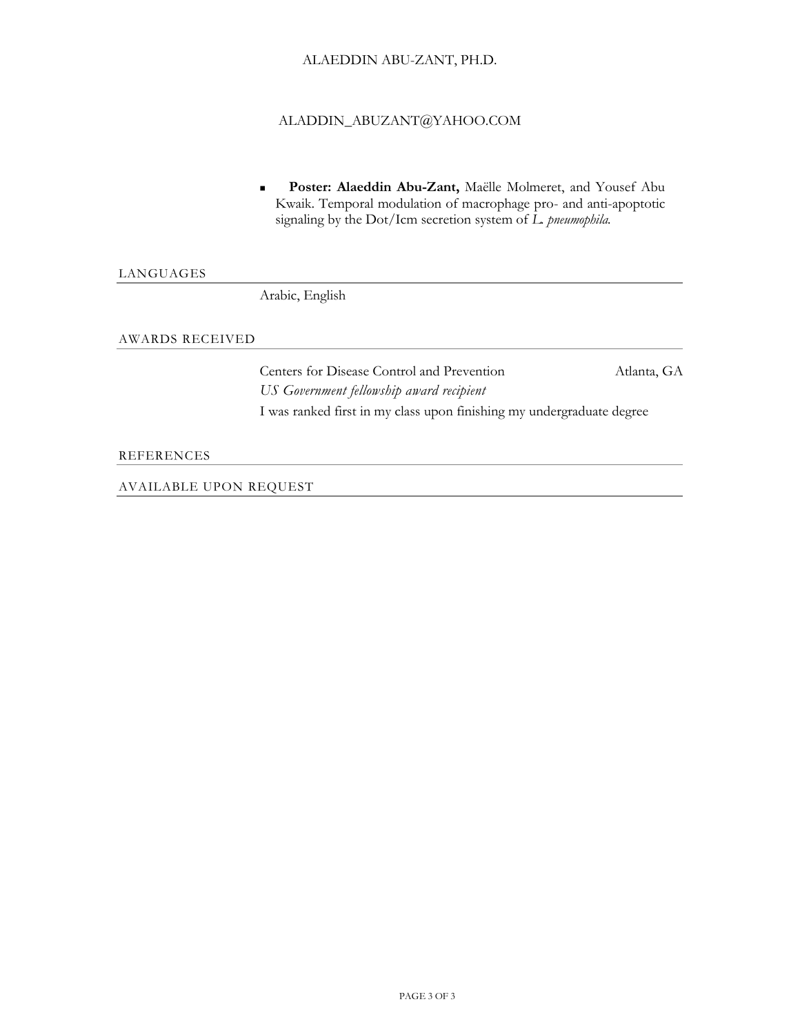- **Poster: Alaeddin Abu-Zant,** Maëlle Molmeret, and Yousef Abu Kwaik. Temporal modulation of macrophage pro- and anti-apoptotic signaling by the Dot/Icm secretion system of *L. pneumophila.*

## LANGUAGES

Arabic, English

## AWARDS RECEIVED

Centers for Disease Control and Prevention — Atlanta, GA

*US Government fellowship award recipient*

I was ranked first in my class upon finishing my undergraduate degree

## REFERENCES

## AVAILABLE UPON REQUEST